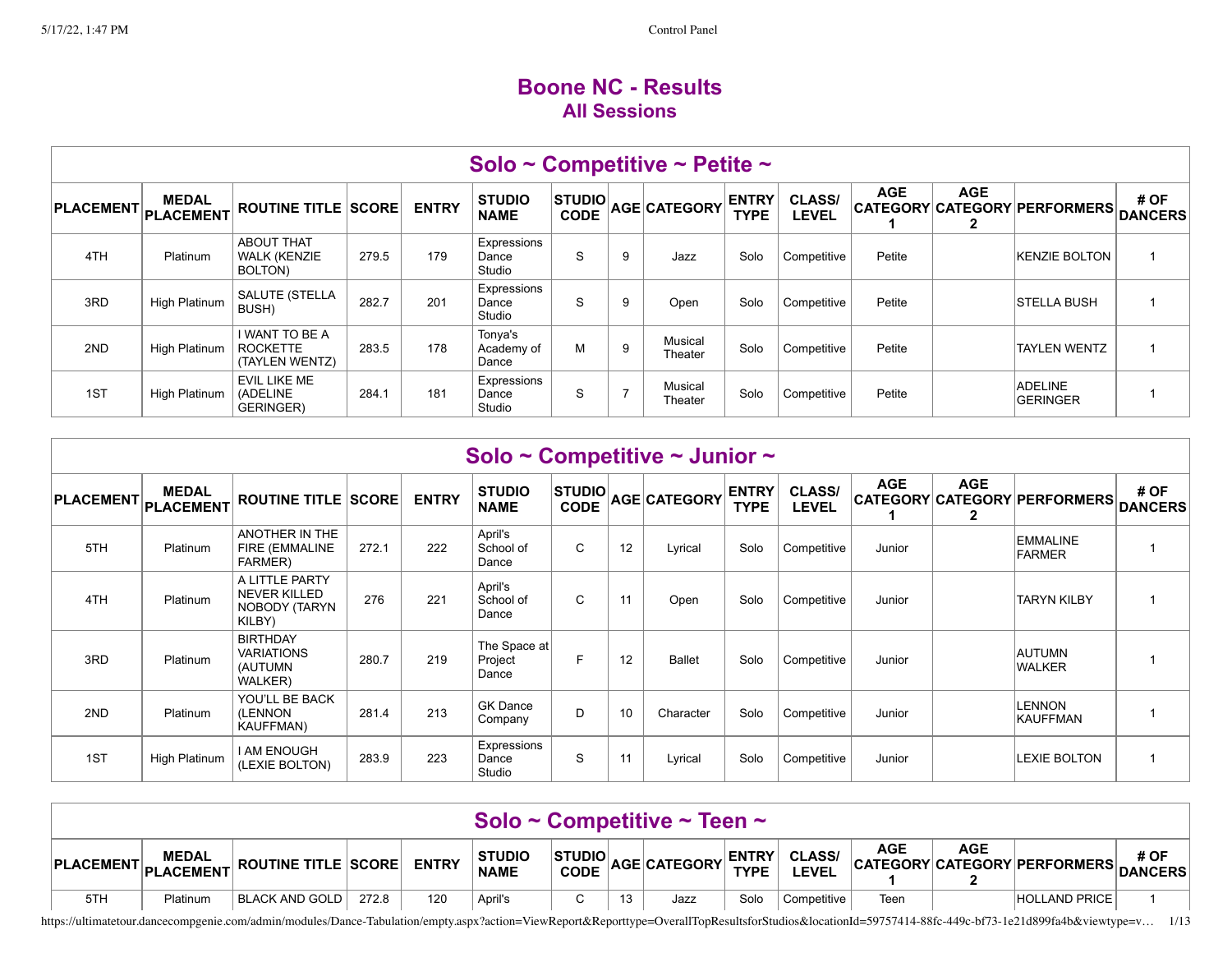# Boone NC - Results

## All Sessions

### Solo ~ Competitive ~ Petite ~

| PLACEMENT | MEDAL PLACEMENT | ROUTINE TITLE | SCORE | ENTRY | STUDIO NAME | STUDIO CODE | AGE | CATEGORY | ENTRY TYPE | CLASS/ LEVEL | AGE CATEGORY 1 | AGE CATEGORY 2 | PERFORMERS | # OF DANCERS |
|---|---|---|---|---|---|---|---|---|---|---|---|---|---|---|
| 4TH | Platinum | ABOUT THAT WALK (KENZIE BOLTON) | 279.5 | 179 | Expressions Dance Studio | S | 9 | Jazz | Solo | Competitive | Petite | | KENZIE BOLTON | 1 |
| 3RD | High Platinum | SALUTE (STELLA BUSH) | 282.7 | 201 | Expressions Dance Studio | S | 9 | Open | Solo | Competitive | Petite | | STELLA BUSH | 1 |
| 2ND | High Platinum | I WANT TO BE A ROCKETTE (TAYLEN WENTZ) | 283.5 | 178 | Tonya's Academy of Dance | M | 9 | Musical Theater | Solo | Competitive | Petite | | TAYLEN WENTZ | 1 |
| 1ST | High Platinum | EVIL LIKE ME (ADELINE GERINGER) | 284.1 | 181 | Expressions Dance Studio | S | 7 | Musical Theater | Solo | Competitive | Petite | | ADELINE GERINGER | 1 |

### Solo ~ Competitive ~ Junior ~

| PLACEMENT | MEDAL PLACEMENT | ROUTINE TITLE | SCORE | ENTRY | STUDIO NAME | STUDIO CODE | AGE | CATEGORY | ENTRY TYPE | CLASS/ LEVEL | AGE CATEGORY 1 | AGE CATEGORY 2 | PERFORMERS | # OF DANCERS |
|---|---|---|---|---|---|---|---|---|---|---|---|---|---|---|
| 5TH | Platinum | ANOTHER IN THE FIRE (EMMALINE FARMER) | 272.1 | 222 | April's School of Dance | C | 12 | Lyrical | Solo | Competitive | Junior | | EMMALINE FARMER | 1 |
| 4TH | Platinum | A LITTLE PARTY NEVER KILLED NOBODY (TARYN KILBY) | 276 | 221 | April's School of Dance | C | 11 | Open | Solo | Competitive | Junior | | TARYN KILBY | 1 |
| 3RD | Platinum | BIRTHDAY VARIATIONS (AUTUMN WALKER) | 280.7 | 219 | The Space at Project Dance | F | 12 | Ballet | Solo | Competitive | Junior | | AUTUMN WALKER | 1 |
| 2ND | Platinum | YOU'LL BE BACK (LENNON KAUFFMAN) | 281.4 | 213 | GK Dance Company | D | 10 | Character | Solo | Competitive | Junior | | LENNON KAUFFMAN | 1 |
| 1ST | High Platinum | I AM ENOUGH (LEXIE BOLTON) | 283.9 | 223 | Expressions Dance Studio | S | 11 | Lyrical | Solo | Competitive | Junior | | LEXIE BOLTON | 1 |

### Solo ~ Competitive ~ Teen ~

| PLACEMENT | MEDAL PLACEMENT | ROUTINE TITLE | SCORE | ENTRY | STUDIO NAME | STUDIO CODE | AGE | CATEGORY | ENTRY TYPE | CLASS/ LEVEL | AGE CATEGORY 1 | AGE CATEGORY 2 | PERFORMERS | # OF DANCERS |
|---|---|---|---|---|---|---|---|---|---|---|---|---|---|---|
| 5TH | Platinum | BLACK AND GOLD | 272.8 | 120 | April's | C | 13 | Jazz | Solo | Competitive | Teen | | HOLLAND PRICE | 1 |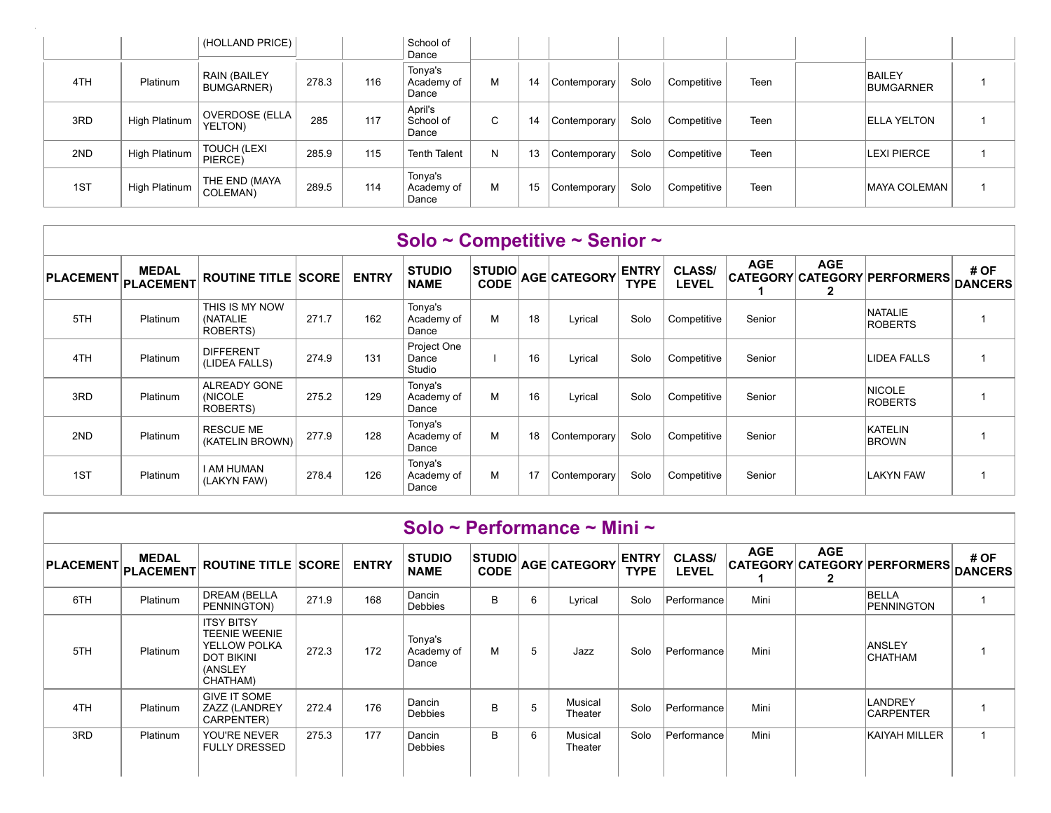| PLACEMENT | MEDAL PLACEMENT | ROUTINE TITLE | SCORE | ENTRY | STUDIO NAME | STUDIO CODE | AGE | CATEGORY | ENTRY TYPE | CLASS/ LEVEL | AGE CATEGORY 1 | AGE CATEGORY 2 | PERFORMERS | # OF DANCERS |
|---|---|---|---|---|---|---|---|---|---|---|---|---|---|---|
| | | (HOLLAND PRICE) | | | School of Dance | | | | | | | | | |
| 4TH | Platinum | RAIN (BAILEY BUMGARNER) | 278.3 | 116 | Tonya's Academy of Dance | M | 14 | Contemporary | Solo | Competitive | Teen | | BAILEY BUMGARNER | 1 |
| 3RD | High Platinum | OVERDOSE (ELLA YELTON) | 285 | 117 | April's School of Dance | C | 14 | Contemporary | Solo | Competitive | Teen | | ELLA YELTON | 1 |
| 2ND | High Platinum | TOUCH (LEXI PIERCE) | 285.9 | 115 | Tenth Talent | N | 13 | Contemporary | Solo | Competitive | Teen | | LEXI PIERCE | 1 |
| 1ST | High Platinum | THE END (MAYA COLEMAN) | 289.5 | 114 | Tonya's Academy of Dance | M | 15 | Contemporary | Solo | Competitive | Teen | | MAYA COLEMAN | 1 |

## Solo ~ Competitive ~ Senior ~

| PLACEMENT | MEDAL PLACEMENT | ROUTINE TITLE | SCORE | ENTRY | STUDIO NAME | STUDIO CODE | AGE | CATEGORY | ENTRY TYPE | CLASS/ LEVEL | AGE CATEGORY 1 | AGE CATEGORY 2 | PERFORMERS | # OF DANCERS |
|---|---|---|---|---|---|---|---|---|---|---|---|---|---|---|
| 5TH | Platinum | THIS IS MY NOW (NATALIE ROBERTS) | 271.7 | 162 | Tonya's Academy of Dance | M | 18 | Lyrical | Solo | Competitive | Senior | | NATALIE ROBERTS | 1 |
| 4TH | Platinum | DIFFERENT (LIDEA FALLS) | 274.9 | 131 | Project One Dance Studio | I | 16 | Lyrical | Solo | Competitive | Senior | | LIDEA FALLS | 1 |
| 3RD | Platinum | ALREADY GONE (NICOLE ROBERTS) | 275.2 | 129 | Tonya's Academy of Dance | M | 16 | Lyrical | Solo | Competitive | Senior | | NICOLE ROBERTS | 1 |
| 2ND | Platinum | RESCUE ME (KATELIN BROWN) | 277.9 | 128 | Tonya's Academy of Dance | M | 18 | Contemporary | Solo | Competitive | Senior | | KATELIN BROWN | 1 |
| 1ST | Platinum | I AM HUMAN (LAKYN FAW) | 278.4 | 126 | Tonya's Academy of Dance | M | 17 | Contemporary | Solo | Competitive | Senior | | LAKYN FAW | 1 |

## Solo ~ Performance ~ Mini ~

| PLACEMENT | MEDAL PLACEMENT | ROUTINE TITLE | SCORE | ENTRY | STUDIO NAME | STUDIO CODE | AGE | CATEGORY | ENTRY TYPE | CLASS/ LEVEL | AGE CATEGORY 1 | AGE CATEGORY 2 | PERFORMERS | # OF DANCERS |
|---|---|---|---|---|---|---|---|---|---|---|---|---|---|---|
| 6TH | Platinum | DREAM (BELLA PENNINGTON) | 271.9 | 168 | Dancin Debbies | B | 6 | Lyrical | Solo | Performance | Mini | | BELLA PENNINGTON | 1 |
| 5TH | Platinum | ITSY BITSY TEENIE WEENIE YELLOW POLKA DOT BIKINI (ANSLEY CHATHAM) | 272.3 | 172 | Tonya's Academy of Dance | M | 5 | Jazz | Solo | Performance | Mini | | ANSLEY CHATHAM | 1 |
| 4TH | Platinum | GIVE IT SOME ZAZZ (LANDREY CARPENTER) | 272.4 | 176 | Dancin Debbies | B | 5 | Musical Theater | Solo | Performance | Mini | | LANDREY CARPENTER | 1 |
| 3RD | Platinum | YOU'RE NEVER FULLY DRESSED | 275.3 | 177 | Dancin Debbies | B | 6 | Musical Theater | Solo | Performance | Mini | | KAIYAH MILLER | 1 |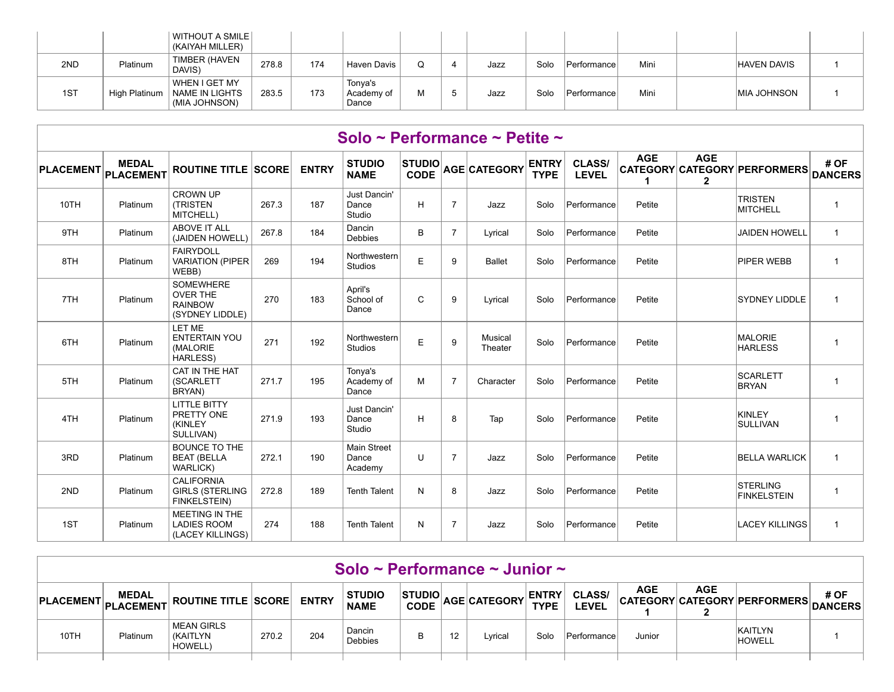| PLACEMENT | MEDAL PLACEMENT | ROUTINE TITLE | SCORE | ENTRY | STUDIO NAME | STUDIO CODE | AGE | CATEGORY | ENTRY TYPE | CLASS/ LEVEL | AGE CATEGORY 1 | AGE CATEGORY 2 | PERFORMERS | # OF DANCERS |
|---|---|---|---|---|---|---|---|---|---|---|---|---|---|---|
| | | WITHOUT A SMILE (KAIYAH MILLER) | | | | | | | | | | | | |
| 2ND | Platinum | TIMBER (HAVEN DAVIS) | 278.8 | 174 | Haven Davis | Q | 4 | Jazz | Solo | Performance | Mini | | HAVEN DAVIS | 1 |
| 1ST | High Platinum | WHEN I GET MY NAME IN LIGHTS (MIA JOHNSON) | 283.5 | 173 | Tonya's Academy of Dance | M | 5 | Jazz | Solo | Performance | Mini | | MIA JOHNSON | 1 |

## Solo ~ Performance ~ Petite ~

| PLACEMENT | MEDAL PLACEMENT | ROUTINE TITLE | SCORE | ENTRY | STUDIO NAME | STUDIO CODE | AGE | CATEGORY | ENTRY TYPE | CLASS/ LEVEL | AGE CATEGORY 1 | AGE CATEGORY 2 | PERFORMERS | # OF DANCERS |
|---|---|---|---|---|---|---|---|---|---|---|---|---|---|---|
| 10TH | Platinum | CROWN UP (TRISTEN MITCHELL) | 267.3 | 187 | Just Dancin' Dance Studio | H | 7 | Jazz | Solo | Performance | Petite | | TRISTEN MITCHELL | 1 |
| 9TH | Platinum | ABOVE IT ALL (JAIDEN HOWELL) | 267.8 | 184 | Dancin Debbies | B | 7 | Lyrical | Solo | Performance | Petite | | JAIDEN HOWELL | 1 |
| 8TH | Platinum | FAIRYDOLL VARIATION (PIPER WEBB) | 269 | 194 | Northwestern Studios | E | 9 | Ballet | Solo | Performance | Petite | | PIPER WEBB | 1 |
| 7TH | Platinum | SOMEWHERE OVER THE RAINBOW (SYDNEY LIDDLE) | 270 | 183 | April's School of Dance | C | 9 | Lyrical | Solo | Performance | Petite | | SYDNEY LIDDLE | 1 |
| 6TH | Platinum | LET ME ENTERTAIN YOU (MALORIE HARLESS) | 271 | 192 | Northwestern Studios | E | 9 | Musical Theater | Solo | Performance | Petite | | MALORIE HARLESS | 1 |
| 5TH | Platinum | CAT IN THE HAT (SCARLETT BRYAN) | 271.7 | 195 | Tonya's Academy of Dance | M | 7 | Character | Solo | Performance | Petite | | SCARLETT BRYAN | 1 |
| 4TH | Platinum | LITTLE BITTY PRETTY ONE (KINLEY SULLIVAN) | 271.9 | 193 | Just Dancin' Dance Studio | H | 8 | Tap | Solo | Performance | Petite | | KINLEY SULLIVAN | 1 |
| 3RD | Platinum | BOUNCE TO THE BEAT (BELLA WARLICK) | 272.1 | 190 | Main Street Dance Academy | U | 7 | Jazz | Solo | Performance | Petite | | BELLA WARLICK | 1 |
| 2ND | Platinum | CALIFORNIA GIRLS (STERLING FINKELSTEIN) | 272.8 | 189 | Tenth Talent | N | 8 | Jazz | Solo | Performance | Petite | | STERLING FINKELSTEIN | 1 |
| 1ST | Platinum | MEETING IN THE LADIES ROOM (LACEY KILLINGS) | 274 | 188 | Tenth Talent | N | 7 | Jazz | Solo | Performance | Petite | | LACEY KILLINGS | 1 |

## Solo ~ Performance ~ Junior ~

| PLACEMENT | MEDAL PLACEMENT | ROUTINE TITLE | SCORE | ENTRY | STUDIO NAME | STUDIO CODE | AGE | CATEGORY | ENTRY TYPE | CLASS/ LEVEL | AGE CATEGORY 1 | AGE CATEGORY 2 | PERFORMERS | # OF DANCERS |
|---|---|---|---|---|---|---|---|---|---|---|---|---|---|---|
| 10TH | Platinum | MEAN GIRLS (KAITLYN HOWELL) | 270.2 | 204 | Dancin Debbies | B | 12 | Lyrical | Solo | Performance | Junior | | KAITLYN HOWELL | 1 |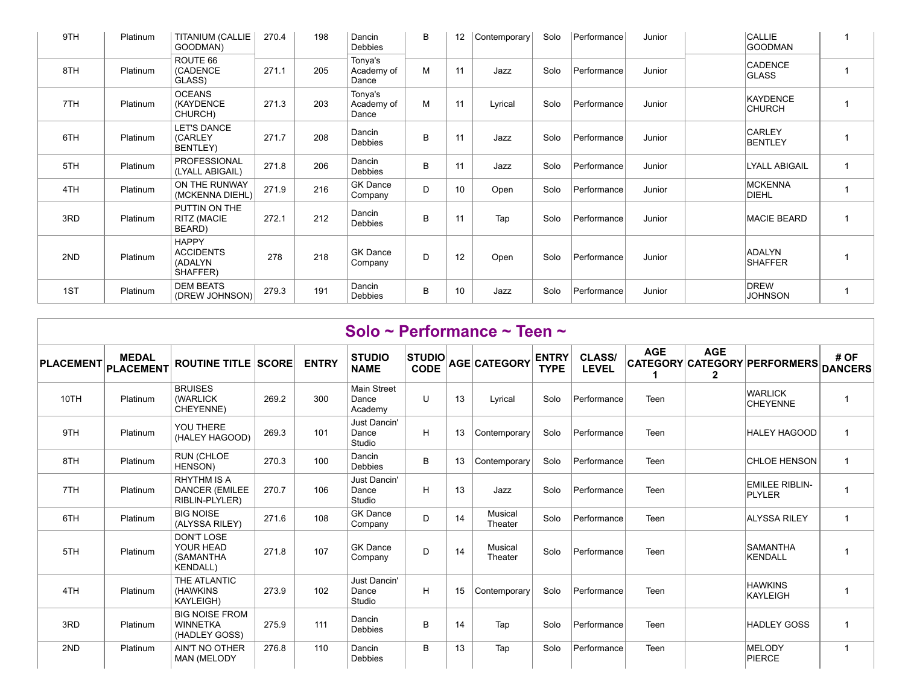| 9TH | Platinum | TITANIUM (CALLIE GOODMAN) | 270.4 | 198 | Dancin Debbies | B | 12 | Contemporary | Solo | Performance | Junior | | CALLIE GOODMAN | 1 |
|---|---|---|---|---|---|---|---|---|---|---|---|---|---|---|
| 8TH | Platinum | ROUTE 66 (CADENCE GLASS) | 271.1 | 205 | Tonya's Academy of Dance | M | 11 | Jazz | Solo | Performance | Junior | | CADENCE GLASS | 1 |
| 7TH | Platinum | OCEANS (KAYDENCE CHURCH) | 271.3 | 203 | Tonya's Academy of Dance | M | 11 | Lyrical | Solo | Performance | Junior | | KAYDENCE CHURCH | 1 |
| 6TH | Platinum | LET'S DANCE (CARLEY BENTLEY) | 271.7 | 208 | Dancin Debbies | B | 11 | Jazz | Solo | Performance | Junior | | CARLEY BENTLEY | 1 |
| 5TH | Platinum | PROFESSIONAL (LYALL ABIGAIL) | 271.8 | 206 | Dancin Debbies | B | 11 | Jazz | Solo | Performance | Junior | | LYALL ABIGAIL | 1 |
| 4TH | Platinum | ON THE RUNWAY (MCKENNA DIEHL) | 271.9 | 216 | GK Dance Company | D | 10 | Open | Solo | Performance | Junior | | MCKENNA DIEHL | 1 |
| 3RD | Platinum | PUTTIN ON THE RITZ (MACIE BEARD) | 272.1 | 212 | Dancin Debbies | B | 11 | Tap | Solo | Performance | Junior | | MACIE BEARD | 1 |
| 2ND | Platinum | HAPPY ACCIDENTS (ADALYN SHAFFER) | 278 | 218 | GK Dance Company | D | 12 | Open | Solo | Performance | Junior | | ADALYN SHAFFER | 1 |
| 1ST | Platinum | DEM BEATS (DREW JOHNSON) | 279.3 | 191 | Dancin Debbies | B | 10 | Jazz | Solo | Performance | Junior | | DREW JOHNSON | 1 |

## Solo ~ Performance ~ Teen ~

| PLACEMENT | MEDAL PLACEMENT | ROUTINE TITLE | SCORE | ENTRY | STUDIO NAME | STUDIO CODE | AGE | CATEGORY | ENTRY TYPE | CLASS/ LEVEL | AGE CATEGORY 1 | AGE CATEGORY 2 | PERFORMERS | # OF DANCERS |
|---|---|---|---|---|---|---|---|---|---|---|---|---|---|---|
| 10TH | Platinum | BRUISES (WARLICK CHEYENNE) | 269.2 | 300 | Main Street Dance Academy | U | 13 | Lyrical | Solo | Performance | Teen | | WARLICK CHEYENNE | 1 |
| 9TH | Platinum | YOU THERE (HALEY HAGOOD) | 269.3 | 101 | Just Dancin' Dance Studio | H | 13 | Contemporary | Solo | Performance | Teen | | HALEY HAGOOD | 1 |
| 8TH | Platinum | RUN (CHLOE HENSON) | 270.3 | 100 | Dancin Debbies | B | 13 | Contemporary | Solo | Performance | Teen | | CHLOE HENSON | 1 |
| 7TH | Platinum | RHYTHM IS A DANCER (EMILEE RIBLIN-PLYLER) | 270.7 | 106 | Just Dancin' Dance Studio | H | 13 | Jazz | Solo | Performance | Teen | | EMILEE RIBLIN-PLYLER | 1 |
| 6TH | Platinum | BIG NOISE (ALYSSA RILEY) | 271.6 | 108 | GK Dance Company | D | 14 | Musical Theater | Solo | Performance | Teen | | ALYSSA RILEY | 1 |
| 5TH | Platinum | DON'T LOSE YOUR HEAD (SAMANTHA KENDALL) | 271.8 | 107 | GK Dance Company | D | 14 | Musical Theater | Solo | Performance | Teen | | SAMANTHA KENDALL | 1 |
| 4TH | Platinum | THE ATLANTIC (HAWKINS KAYLEIGH) | 273.9 | 102 | Just Dancin' Dance Studio | H | 15 | Contemporary | Solo | Performance | Teen | | HAWKINS KAYLEIGH | 1 |
| 3RD | Platinum | BIG NOISE FROM WINNETKA (HADLEY GOSS) | 275.9 | 111 | Dancin Debbies | B | 14 | Tap | Solo | Performance | Teen | | HADLEY GOSS | 1 |
| 2ND | Platinum | AIN'T NO OTHER MAN (MELODY | 276.8 | 110 | Dancin Debbies | B | 13 | Tap | Solo | Performance | Teen | | MELODY PIERCE | 1 |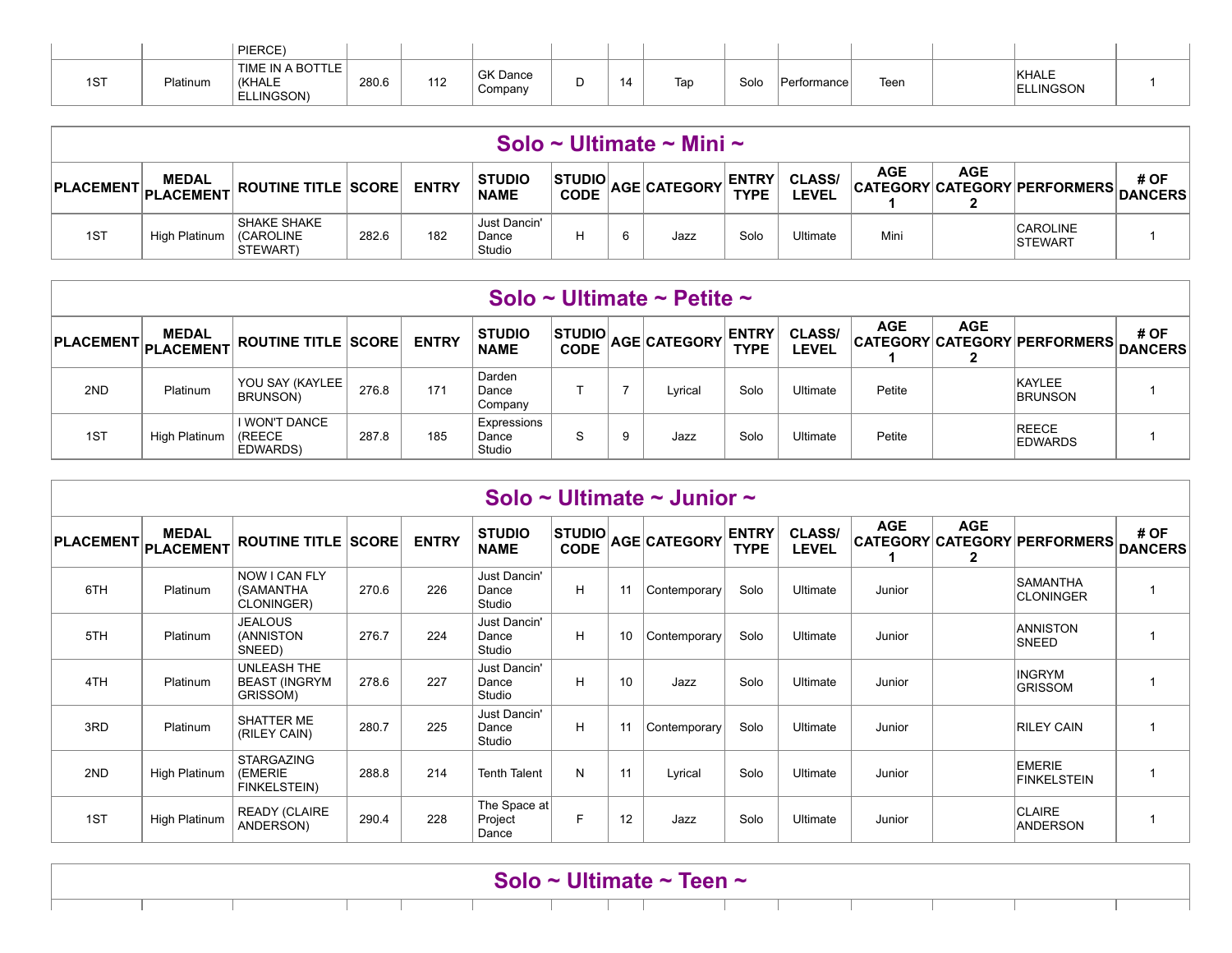| PLACEMENT | MEDAL PLACEMENT | ROUTINE TITLE | SCORE | ENTRY | STUDIO NAME | STUDIO CODE | AGE | CATEGORY | ENTRY TYPE | CLASS/ LEVEL | AGE CATEGORY 1 | AGE CATEGORY 2 | PERFORMERS | # OF DANCERS |
|---|---|---|---|---|---|---|---|---|---|---|---|---|---|---|
| | | PIERCE) | | | | | | | | | | | | |
| 1ST | Platinum | TIME IN A BOTTLE (KHALE ELLINGSON) | 280.6 | 112 | GK Dance Company | D | 14 | Tap | Solo | Performance | Teen | | KHALE ELLINGSON | 1 |

## Solo ~ Ultimate ~ Mini ~

| PLACEMENT | MEDAL PLACEMENT | ROUTINE TITLE | SCORE | ENTRY | STUDIO NAME | STUDIO CODE | AGE | CATEGORY | ENTRY TYPE | CLASS/ LEVEL | AGE CATEGORY 1 | AGE CATEGORY 2 | PERFORMERS | # OF DANCERS |
|---|---|---|---|---|---|---|---|---|---|---|---|---|---|---|
| 1ST | High Platinum | SHAKE SHAKE (CAROLINE STEWART) | 282.6 | 182 | Just Dancin' Dance Studio | H | 6 | Jazz | Solo | Ultimate | Mini | | CAROLINE STEWART | 1 |

## Solo ~ Ultimate ~ Petite ~

| PLACEMENT | MEDAL PLACEMENT | ROUTINE TITLE | SCORE | ENTRY | STUDIO NAME | STUDIO CODE | AGE | CATEGORY | ENTRY TYPE | CLASS/ LEVEL | AGE CATEGORY 1 | AGE CATEGORY 2 | PERFORMERS | # OF DANCERS |
|---|---|---|---|---|---|---|---|---|---|---|---|---|---|---|
| 2ND | Platinum | YOU SAY (KAYLEE BRUNSON) | 276.8 | 171 | Darden Dance Company | T | 7 | Lyrical | Solo | Ultimate | Petite | | KAYLEE BRUNSON | 1 |
| 1ST | High Platinum | I WON'T DANCE (REECE EDWARDS) | 287.8 | 185 | Expressions Dance Studio | S | 9 | Jazz | Solo | Ultimate | Petite | | REECE EDWARDS | 1 |

## Solo ~ Ultimate ~ Junior ~

| PLACEMENT | MEDAL PLACEMENT | ROUTINE TITLE | SCORE | ENTRY | STUDIO NAME | STUDIO CODE | AGE | CATEGORY | ENTRY TYPE | CLASS/ LEVEL | AGE CATEGORY 1 | AGE CATEGORY 2 | PERFORMERS | # OF DANCERS |
|---|---|---|---|---|---|---|---|---|---|---|---|---|---|---|
| 6TH | Platinum | NOW I CAN FLY (SAMANTHA CLONINGER) | 270.6 | 226 | Just Dancin' Dance Studio | H | 11 | Contemporary | Solo | Ultimate | Junior | | SAMANTHA CLONINGER | 1 |
| 5TH | Platinum | JEALOUS (ANNISTON SNEED) | 276.7 | 224 | Just Dancin' Dance Studio | H | 10 | Contemporary | Solo | Ultimate | Junior | | ANNISTON SNEED | 1 |
| 4TH | Platinum | UNLEASH THE BEAST (INGRYM GRISSOM) | 278.6 | 227 | Just Dancin' Dance Studio | H | 10 | Jazz | Solo | Ultimate | Junior | | INGRYM GRISSOM | 1 |
| 3RD | Platinum | SHATTER ME (RILEY CAIN) | 280.7 | 225 | Just Dancin' Dance Studio | H | 11 | Contemporary | Solo | Ultimate | Junior | | RILEY CAIN | 1 |
| 2ND | High Platinum | STARGAZING (EMERIE FINKELSTEIN) | 288.8 | 214 | Tenth Talent | N | 11 | Lyrical | Solo | Ultimate | Junior | | EMERIE FINKELSTEIN | 1 |
| 1ST | High Platinum | READY (CLAIRE ANDERSON) | 290.4 | 228 | The Space at Project Dance | F | 12 | Jazz | Solo | Ultimate | Junior | | CLAIRE ANDERSON | 1 |

## Solo ~ Ultimate ~ Teen ~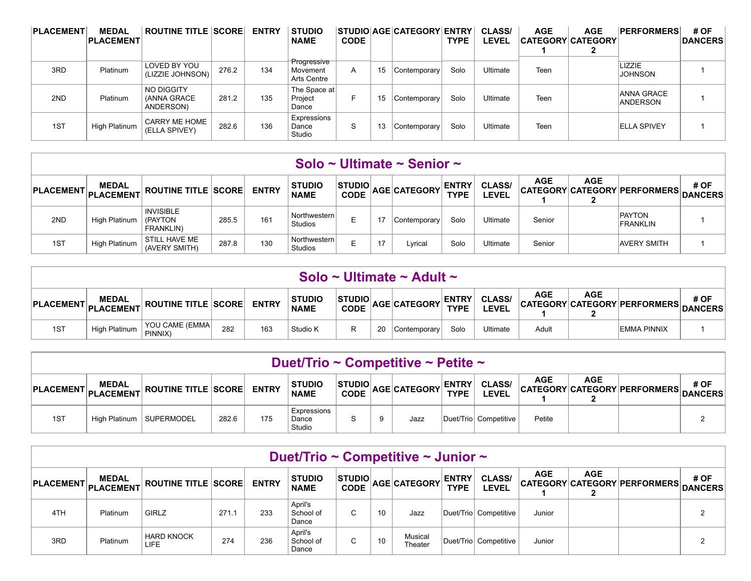| PLACEMENT | MEDAL PLACEMENT | ROUTINE TITLE | SCORE | ENTRY | STUDIO NAME | STUDIO CODE | AGE | CATEGORY | ENTRY TYPE | CLASS/ LEVEL | AGE CATEGORY 1 | AGE CATEGORY 2 | PERFORMERS | # OF DANCERS |
|---|---|---|---|---|---|---|---|---|---|---|---|---|---|---|
| 3RD | Platinum | LOVED BY YOU (LIZZIE JOHNSON) | 276.2 | 134 | Progressive Movement Arts Centre | A | 15 | Contemporary | Solo | Ultimate | Teen | | LIZZIE JOHNSON | 1 |
| 2ND | Platinum | NO DIGGITY (ANNA GRACE ANDERSON) | 281.2 | 135 | The Space at Project Dance | F | 15 | Contemporary | Solo | Ultimate | Teen | | ANNA GRACE ANDERSON | 1 |
| 1ST | High Platinum | CARRY ME HOME (ELLA SPIVEY) | 282.6 | 136 | Expressions Dance Studio | S | 13 | Contemporary | Solo | Ultimate | Teen | | ELLA SPIVEY | 1 |

## Solo ~ Ultimate ~ Senior ~

| PLACEMENT | MEDAL PLACEMENT | ROUTINE TITLE | SCORE | ENTRY | STUDIO NAME | STUDIO CODE | AGE | CATEGORY | ENTRY TYPE | CLASS/ LEVEL | AGE CATEGORY 1 | AGE CATEGORY 2 | PERFORMERS | # OF DANCERS |
|---|---|---|---|---|---|---|---|---|---|---|---|---|---|---|
| 2ND | High Platinum | INVISIBLE (PAYTON FRANKLIN) | 285.5 | 161 | Northwestern Studios | E | 17 | Contemporary | Solo | Ultimate | Senior | | PAYTON FRANKLIN | 1 |
| 1ST | High Platinum | STILL HAVE ME (AVERY SMITH) | 287.8 | 130 | Northwestern Studios | E | 17 | Lyrical | Solo | Ultimate | Senior | | AVERY SMITH | 1 |

## Solo ~ Ultimate ~ Adult ~

| PLACEMENT | MEDAL PLACEMENT | ROUTINE TITLE | SCORE | ENTRY | STUDIO NAME | STUDIO CODE | AGE | CATEGORY | ENTRY TYPE | CLASS/ LEVEL | AGE CATEGORY 1 | AGE CATEGORY 2 | PERFORMERS | # OF DANCERS |
|---|---|---|---|---|---|---|---|---|---|---|---|---|---|---|
| 1ST | High Platinum | YOU CAME (EMMA PINNIX) | 282 | 163 | Studio K | R | 20 | Contemporary | Solo | Ultimate | Adult | | EMMA PINNIX | 1 |

## Duet/Trio ~ Competitive ~ Petite ~

| PLACEMENT | MEDAL PLACEMENT | ROUTINE TITLE | SCORE | ENTRY | STUDIO NAME | STUDIO CODE | AGE | CATEGORY | ENTRY TYPE | CLASS/ LEVEL | AGE CATEGORY 1 | AGE CATEGORY 2 | PERFORMERS | # OF DANCERS |
|---|---|---|---|---|---|---|---|---|---|---|---|---|---|---|
| 1ST | High Platinum | SUPERMODEL | 282.6 | 175 | Expressions Dance Studio | S | 9 | Jazz | Duet/Trio | Competitive | Petite | | | 2 |

## Duet/Trio ~ Competitive ~ Junior ~

| PLACEMENT | MEDAL PLACEMENT | ROUTINE TITLE | SCORE | ENTRY | STUDIO NAME | STUDIO CODE | AGE | CATEGORY | ENTRY TYPE | CLASS/ LEVEL | AGE CATEGORY 1 | AGE CATEGORY 2 | PERFORMERS | # OF DANCERS |
|---|---|---|---|---|---|---|---|---|---|---|---|---|---|---|
| 4TH | Platinum | GIRLZ | 271.1 | 233 | April's School of Dance | C | 10 | Jazz | Duet/Trio | Competitive | Junior | | | 2 |
| 3RD | Platinum | HARD KNOCK LIFE | 274 | 236 | April's School of Dance | C | 10 | Musical Theater | Duet/Trio | Competitive | Junior | | | 2 |